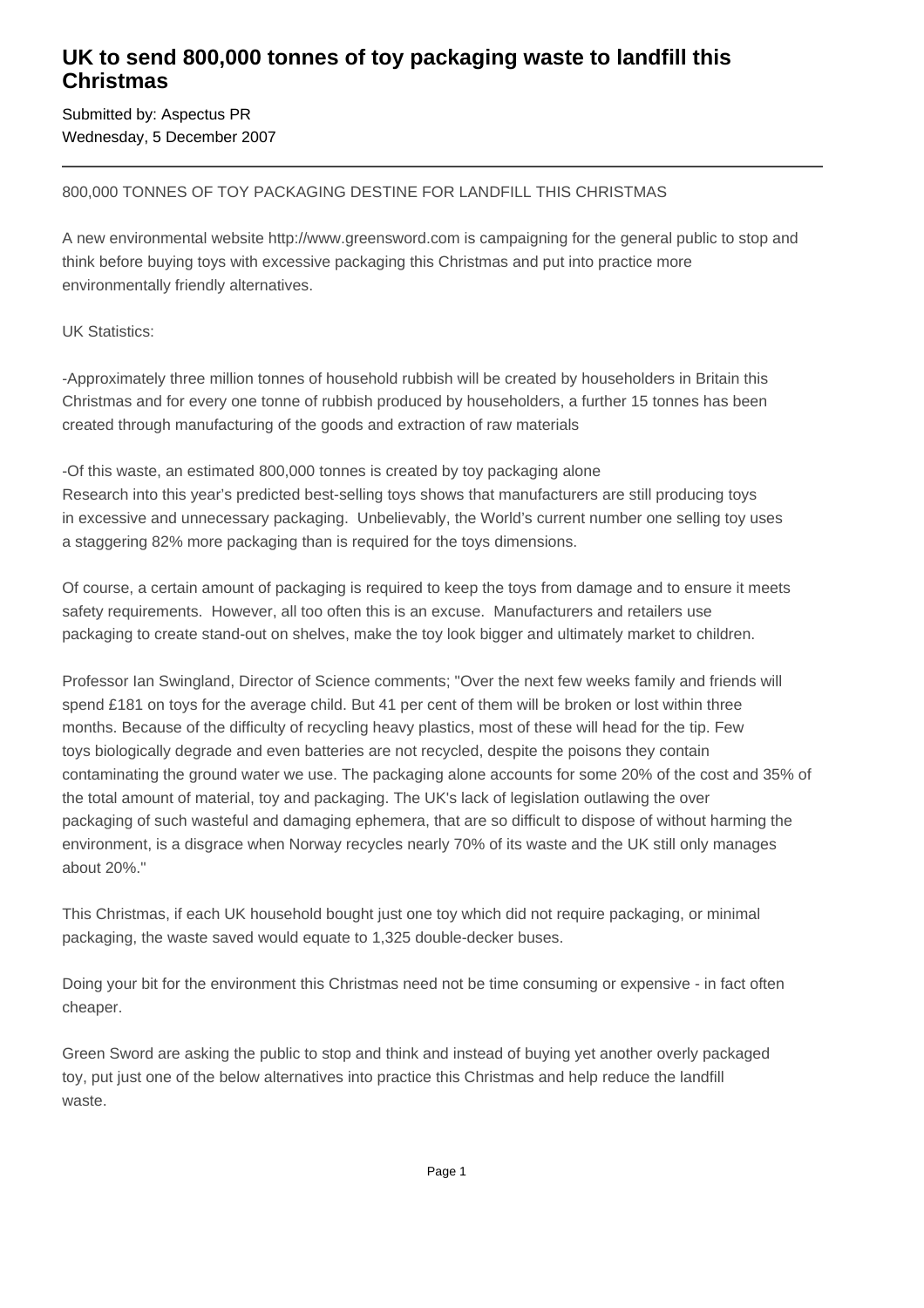# UK to send 800,000 tonnes of toy packaging waste to landfill this Christmas

Submitted by: Aspectus PR
Wednesday, 5 December 2007

---

800,000 TONNES OF TOY PACKAGING DESTINE FOR LANDFILL THIS CHRISTMAS

A new environmental website http://www.greensword.com is campaigning for the general public to stop and think before buying toys with excessive packaging this Christmas and put into practice more environmentally friendly alternatives.

UK Statistics:

-Approximately three million tonnes of household rubbish will be created by householders in Britain this Christmas and for every one tonne of rubbish produced by householders, a further 15 tonnes has been created through manufacturing of the goods and extraction of raw materials

-Of this waste, an estimated 800,000 tonnes is created by toy packaging alone
Research into this year's predicted best-selling toys shows that manufacturers are still producing toys in excessive and unnecessary packaging.  Unbelievably, the World's current number one selling toy uses a staggering 82% more packaging than is required for the toys dimensions.

Of course, a certain amount of packaging is required to keep the toys from damage and to ensure it meets safety requirements.  However, all too often this is an excuse.  Manufacturers and retailers use packaging to create stand-out on shelves, make the toy look bigger and ultimately market to children.

Professor Ian Swingland, Director of Science comments; "Over the next few weeks family and friends will spend £181 on toys for the average child. But 41 per cent of them will be broken or lost within three months. Because of the difficulty of recycling heavy plastics, most of these will head for the tip. Few toys biologically degrade and even batteries are not recycled, despite the poisons they contain contaminating the ground water we use. The packaging alone accounts for some 20% of the cost and 35% of the total amount of material, toy and packaging. The UK's lack of legislation outlawing the over packaging of such wasteful and damaging ephemera, that are so difficult to dispose of without harming the environment, is a disgrace when Norway recycles nearly 70% of its waste and the UK still only manages about 20%."

This Christmas, if each UK household bought just one toy which did not require packaging, or minimal packaging, the waste saved would equate to 1,325 double-decker buses.

Doing your bit for the environment this Christmas need not be time consuming or expensive - in fact often cheaper.

Green Sword are asking the public to stop and think and instead of buying yet another overly packaged toy, put just one of the below alternatives into practice this Christmas and help reduce the landfill waste.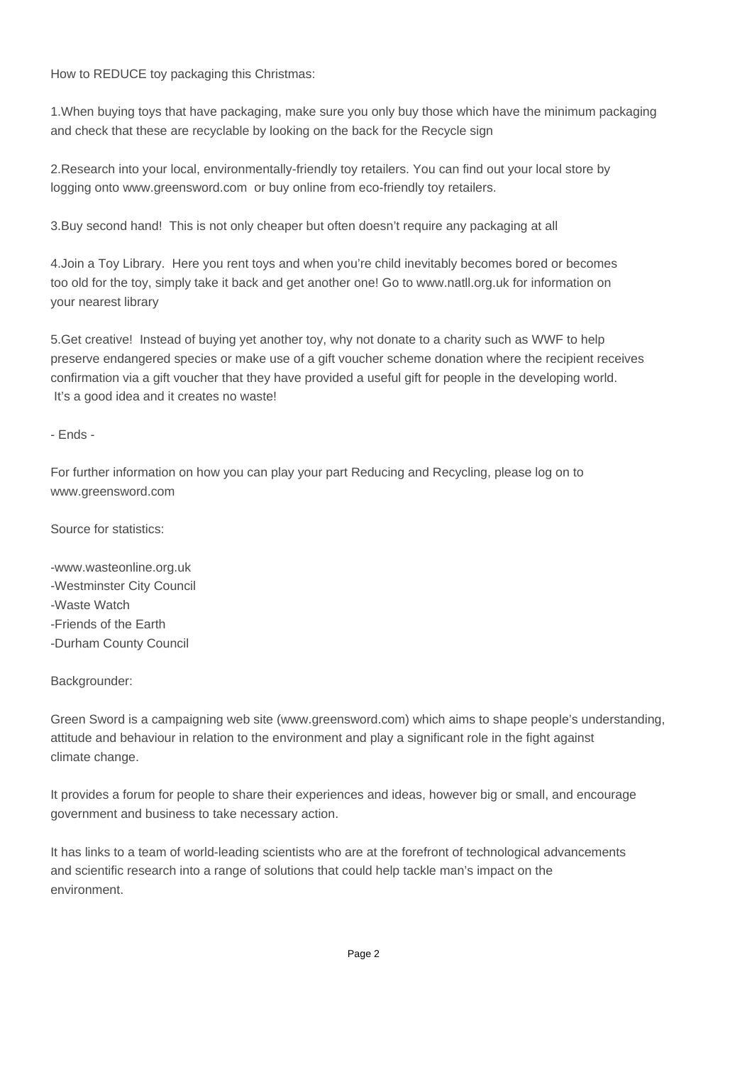How to REDUCE toy packaging this Christmas:

1. When buying toys that have packaging, make sure you only buy those which have the minimum packaging and check that these are recyclable by looking on the back for the Recycle sign

2. Research into your local, environmentally-friendly toy retailers. You can find out your local store by logging onto www.greensword.com or buy online from eco-friendly toy retailers.

3. Buy second hand! This is not only cheaper but often doesn't require any packaging at all

4. Join a Toy Library. Here you rent toys and when you're child inevitably becomes bored or becomes too old for the toy, simply take it back and get another one! Go to www.natll.org.uk for information on your nearest library

5. Get creative! Instead of buying yet another toy, why not donate to a charity such as WWF to help preserve endangered species or make use of a gift voucher scheme donation where the recipient receives confirmation via a gift voucher that they have provided a useful gift for people in the developing world. It's a good idea and it creates no waste!

- Ends -

For further information on how you can play your part Reducing and Recycling, please log on to www.greensword.com

Source for statistics:

- www.wasteonline.org.uk
- Westminster City Council
- Waste Watch
- Friends of the Earth
- Durham County Council

Backgrounder:

Green Sword is a campaigning web site (www.greensword.com) which aims to shape people's understanding, attitude and behaviour in relation to the environment and play a significant role in the fight against climate change.

It provides a forum for people to share their experiences and ideas, however big or small, and encourage government and business to take necessary action.

It has links to a team of world-leading scientists who are at the forefront of technological advancements and scientific research into a range of solutions that could help tackle man's impact on the environment.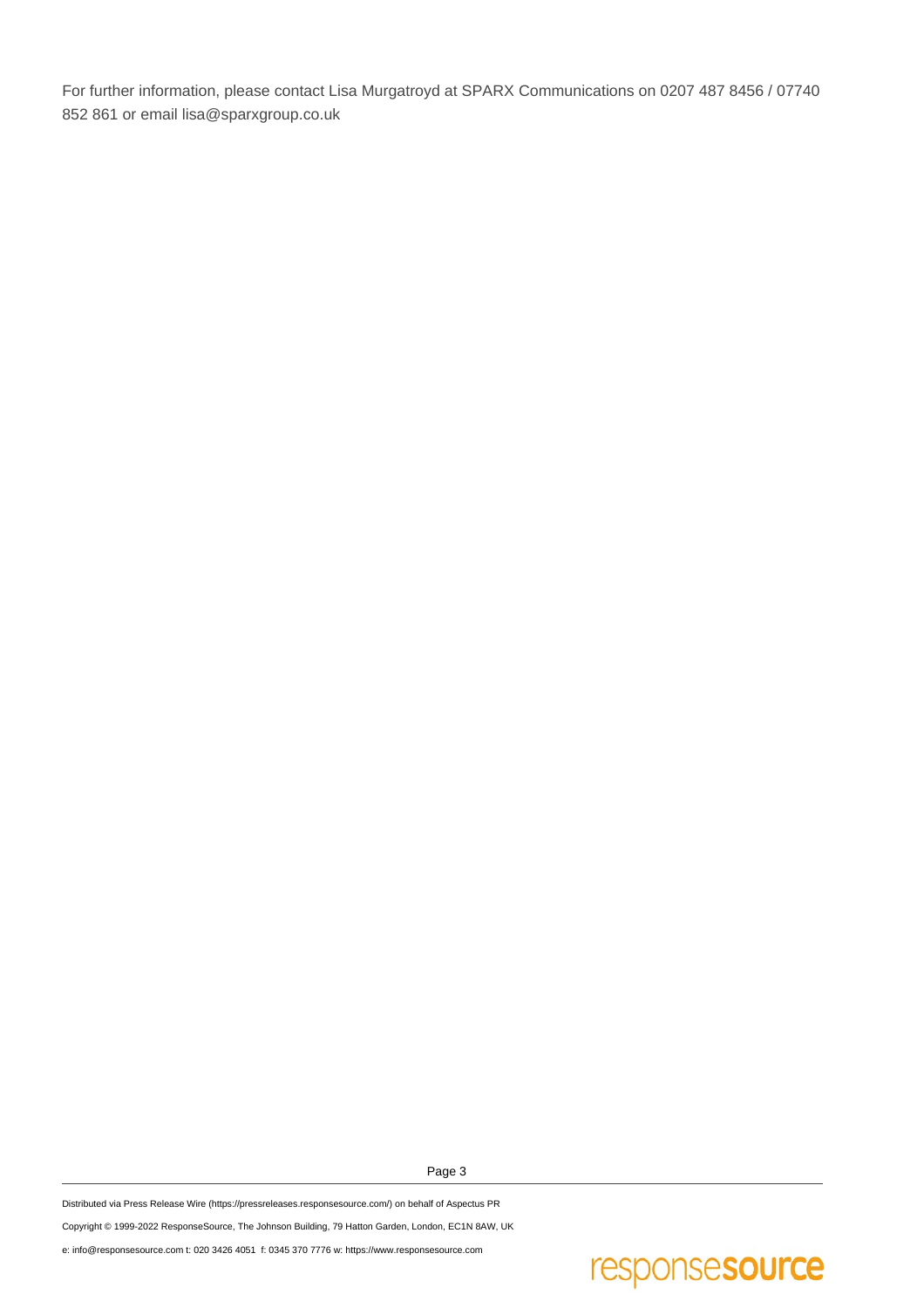For further information, please contact Lisa Murgatroyd at SPARX Communications on 0207 487 8456 / 07740 852 861 or email lisa@sparxgroup.co.uk